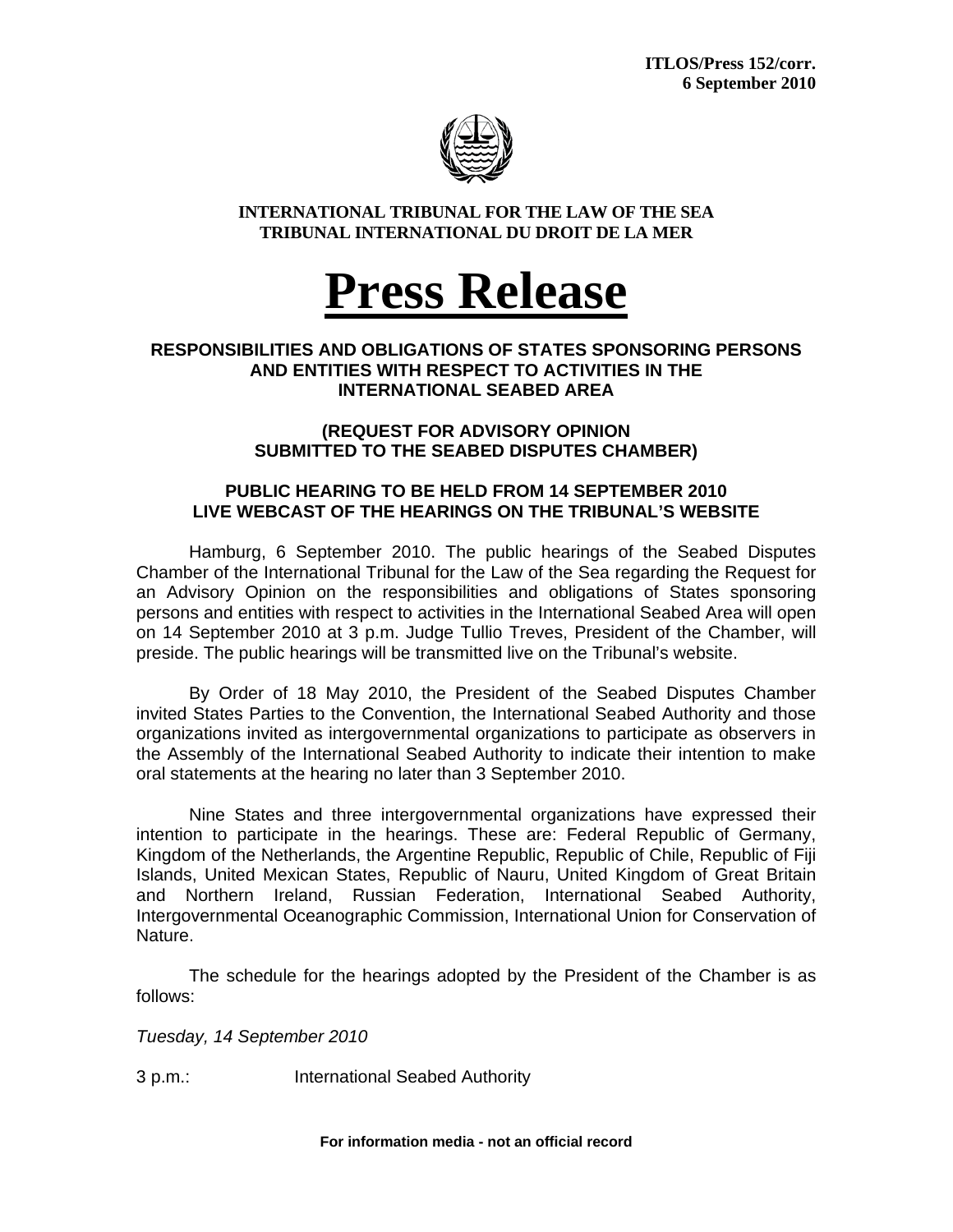**ITLOS/Press 152/corr.**
**6 September 2010**

**INTERNATIONAL TRIBUNAL FOR THE LAW OF THE SEA**
**TRIBUNAL INTERNATIONAL DU DROIT DE LA MER**

# Press Release

## RESPONSIBILITIES AND OBLIGATIONS OF STATES SPONSORING PERSONS AND ENTITIES WITH RESPECT TO ACTIVITIES IN THE INTERNATIONAL SEABED AREA

### (REQUEST FOR ADVISORY OPINION SUBMITTED TO THE SEABED DISPUTES CHAMBER)

### PUBLIC HEARING TO BE HELD FROM 14 SEPTEMBER 2010 LIVE WEBCAST OF THE HEARINGS ON THE TRIBUNAL'S WEBSITE

Hamburg, 6 September 2010. The public hearings of the Seabed Disputes Chamber of the International Tribunal for the Law of the Sea regarding the Request for an Advisory Opinion on the responsibilities and obligations of States sponsoring persons and entities with respect to activities in the International Seabed Area will open on 14 September 2010 at 3 p.m. Judge Tullio Treves, President of the Chamber, will preside. The public hearings will be transmitted live on the Tribunal's website.

By Order of 18 May 2010, the President of the Seabed Disputes Chamber invited States Parties to the Convention, the International Seabed Authority and those organizations invited as intergovernmental organizations to participate as observers in the Assembly of the International Seabed Authority to indicate their intention to make oral statements at the hearing no later than 3 September 2010.

Nine States and three intergovernmental organizations have expressed their intention to participate in the hearings. These are: Federal Republic of Germany, Kingdom of the Netherlands, the Argentine Republic, Republic of Chile, Republic of Fiji Islands, United Mexican States, Republic of Nauru, United Kingdom of Great Britain and Northern Ireland, Russian Federation, International Seabed Authority, Intergovernmental Oceanographic Commission, International Union for Conservation of Nature.

The schedule for the hearings adopted by the President of the Chamber is as follows:

*Tuesday, 14 September 2010*

3 p.m.: International Seabed Authority

**For information media - not an official record**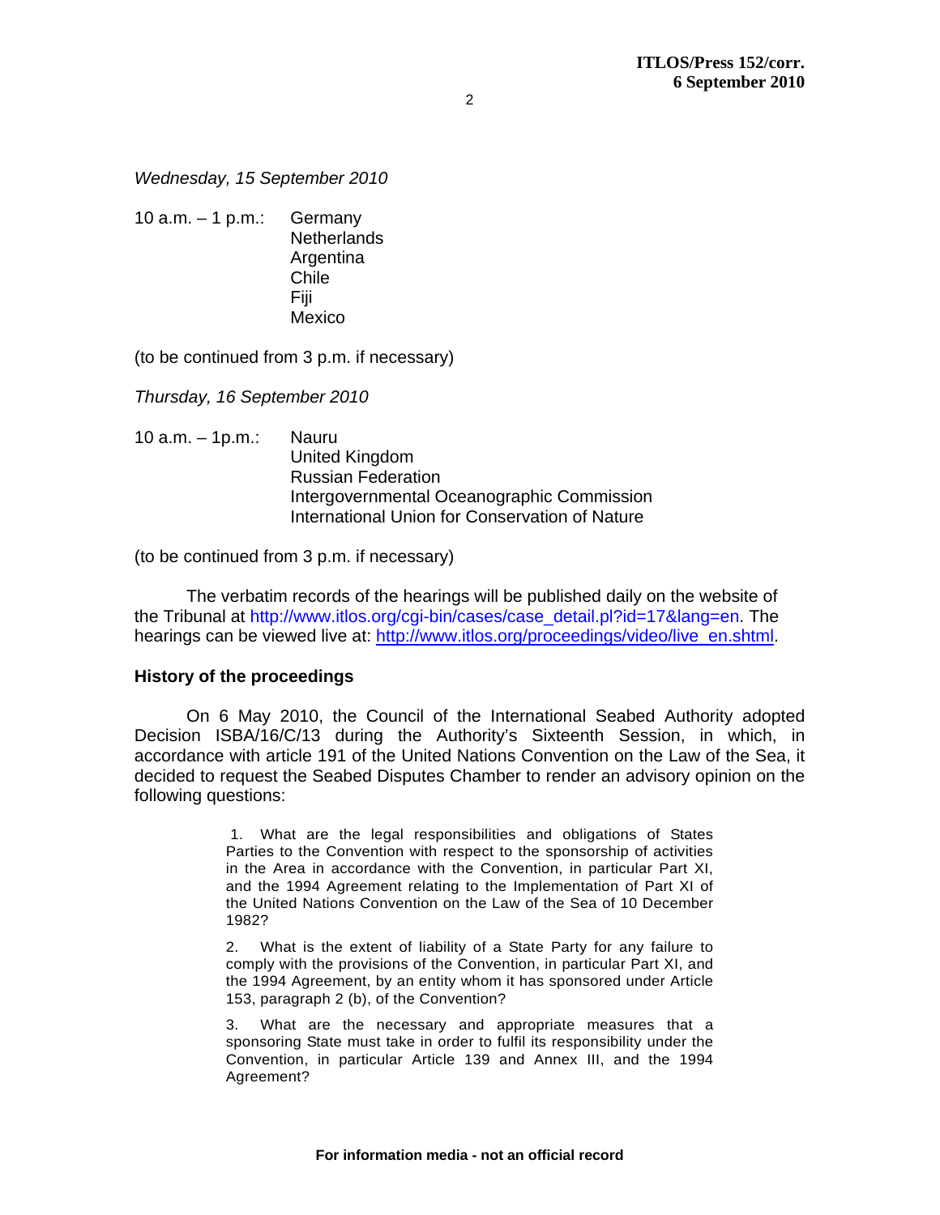*Wednesday, 15 September 2010*

10 a.m. – 1 p.m.: Germany
Netherlands
Argentina
Chile
Fiji
Mexico

(to be continued from 3 p.m. if necessary)

*Thursday, 16 September 2010*

10 a.m. – 1p.m.: Nauru
United Kingdom
Russian Federation
Intergovernmental Oceanographic Commission
International Union for Conservation of Nature

(to be continued from 3 p.m. if necessary)

The verbatim records of the hearings will be published daily on the website of the Tribunal at http://www.itlos.org/cgi-bin/cases/case_detail.pl?id=17&lang=en. The hearings can be viewed live at: http://www.itlos.org/proceedings/video/live_en.shtml.

**History of the proceedings**

On 6 May 2010, the Council of the International Seabed Authority adopted Decision ISBA/16/C/13 during the Authority's Sixteenth Session, in which, in accordance with article 191 of the United Nations Convention on the Law of the Sea, it decided to request the Seabed Disputes Chamber to render an advisory opinion on the following questions:

> 1. What are the legal responsibilities and obligations of States Parties to the Convention with respect to the sponsorship of activities in the Area in accordance with the Convention, in particular Part XI, and the 1994 Agreement relating to the Implementation of Part XI of the United Nations Convention on the Law of the Sea of 10 December 1982?
>
> 2. What is the extent of liability of a State Party for any failure to comply with the provisions of the Convention, in particular Part XI, and the 1994 Agreement, by an entity whom it has sponsored under Article 153, paragraph 2 (b), of the Convention?
>
> 3. What are the necessary and appropriate measures that a sponsoring State must take in order to fulfil its responsibility under the Convention, in particular Article 139 and Annex III, and the 1994 Agreement?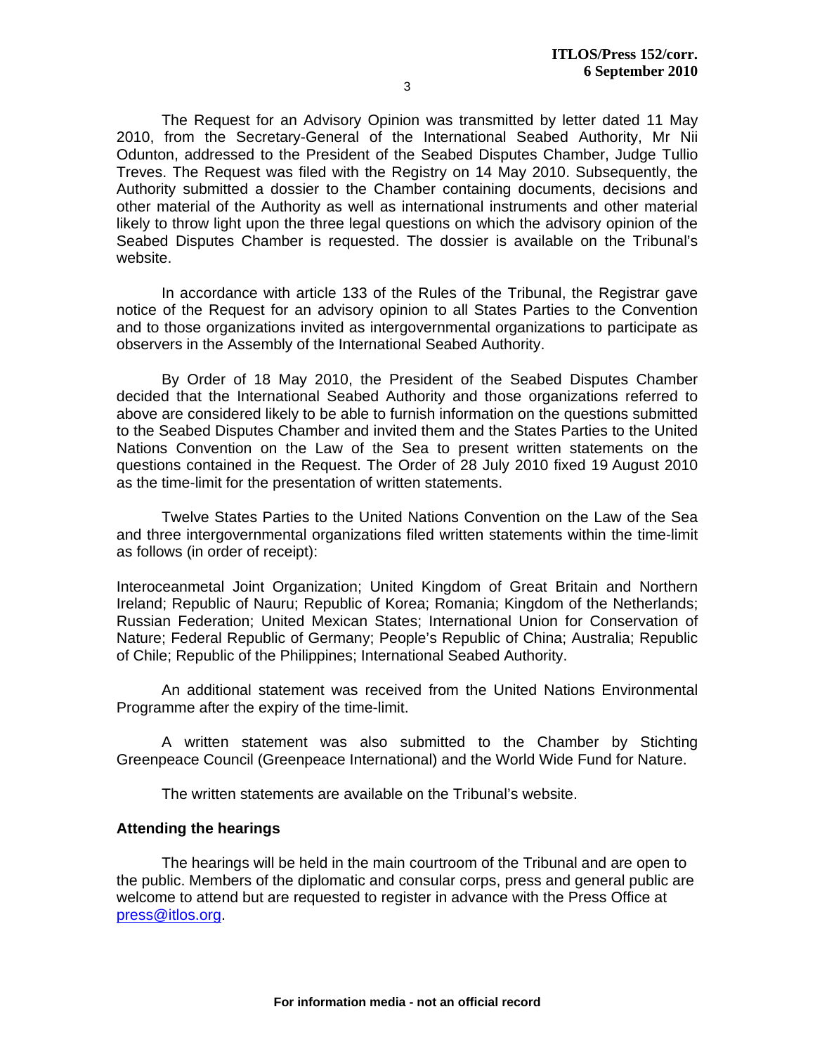The Request for an Advisory Opinion was transmitted by letter dated 11 May 2010, from the Secretary-General of the International Seabed Authority, Mr Nii Odunton, addressed to the President of the Seabed Disputes Chamber, Judge Tullio Treves. The Request was filed with the Registry on 14 May 2010. Subsequently, the Authority submitted a dossier to the Chamber containing documents, decisions and other material of the Authority as well as international instruments and other material likely to throw light upon the three legal questions on which the advisory opinion of the Seabed Disputes Chamber is requested. The dossier is available on the Tribunal's website.

In accordance with article 133 of the Rules of the Tribunal, the Registrar gave notice of the Request for an advisory opinion to all States Parties to the Convention and to those organizations invited as intergovernmental organizations to participate as observers in the Assembly of the International Seabed Authority.

By Order of 18 May 2010, the President of the Seabed Disputes Chamber decided that the International Seabed Authority and those organizations referred to above are considered likely to be able to furnish information on the questions submitted to the Seabed Disputes Chamber and invited them and the States Parties to the United Nations Convention on the Law of the Sea to present written statements on the questions contained in the Request. The Order of 28 July 2010 fixed 19 August 2010 as the time-limit for the presentation of written statements.

Twelve States Parties to the United Nations Convention on the Law of the Sea and three intergovernmental organizations filed written statements within the time-limit as follows (in order of receipt):

Interoceanmetal Joint Organization; United Kingdom of Great Britain and Northern Ireland; Republic of Nauru; Republic of Korea; Romania; Kingdom of the Netherlands; Russian Federation; United Mexican States; International Union for Conservation of Nature; Federal Republic of Germany; People's Republic of China; Australia; Republic of Chile; Republic of the Philippines; International Seabed Authority.

An additional statement was received from the United Nations Environmental Programme after the expiry of the time-limit.

A written statement was also submitted to the Chamber by Stichting Greenpeace Council (Greenpeace International) and the World Wide Fund for Nature.

The written statements are available on the Tribunal's website.

**Attending the hearings**

The hearings will be held in the main courtroom of the Tribunal and are open to the public. Members of the diplomatic and consular corps, press and general public are welcome to attend but are requested to register in advance with the Press Office at press@itlos.org.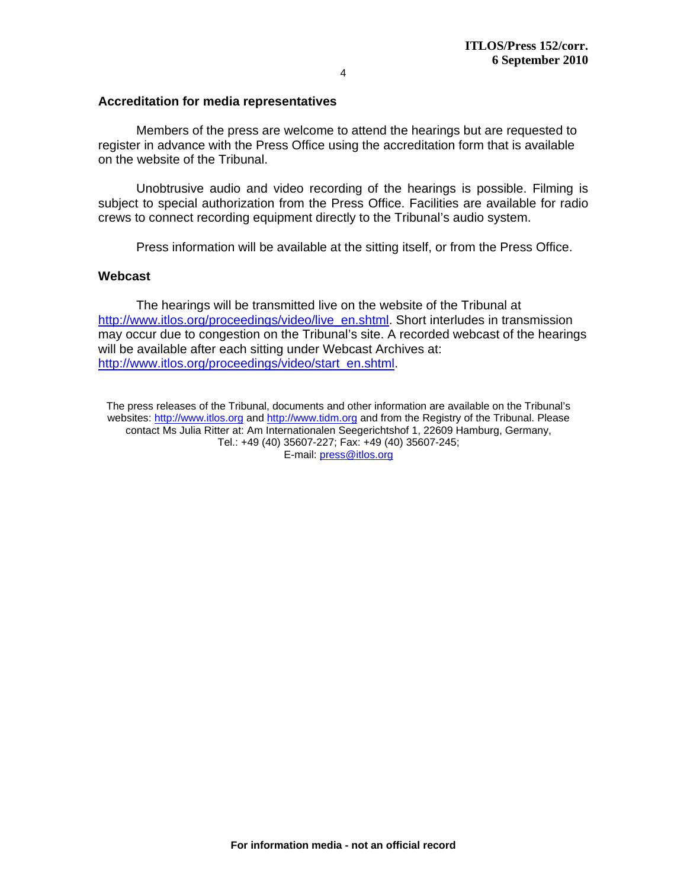## Accreditation for media representatives

Members of the press are welcome to attend the hearings but are requested to register in advance with the Press Office using the accreditation form that is available on the website of the Tribunal.

Unobtrusive audio and video recording of the hearings is possible. Filming is subject to special authorization from the Press Office. Facilities are available for radio crews to connect recording equipment directly to the Tribunal's audio system.

Press information will be available at the sitting itself, or from the Press Office.

## Webcast

The hearings will be transmitted live on the website of the Tribunal at http://www.itlos.org/proceedings/video/live_en.shtml. Short interludes in transmission may occur due to congestion on the Tribunal's site. A recorded webcast of the hearings will be available after each sitting under Webcast Archives at: http://www.itlos.org/proceedings/video/start_en.shtml.

The press releases of the Tribunal, documents and other information are available on the Tribunal's websites: http://www.itlos.org and http://www.tidm.org and from the Registry of the Tribunal. Please contact Ms Julia Ritter at: Am Internationalen Seegerichtshof 1, 22609 Hamburg, Germany, Tel.: +49 (40) 35607-227; Fax: +49 (40) 35607-245; E-mail: press@itlos.org

**For information media - not an official record**